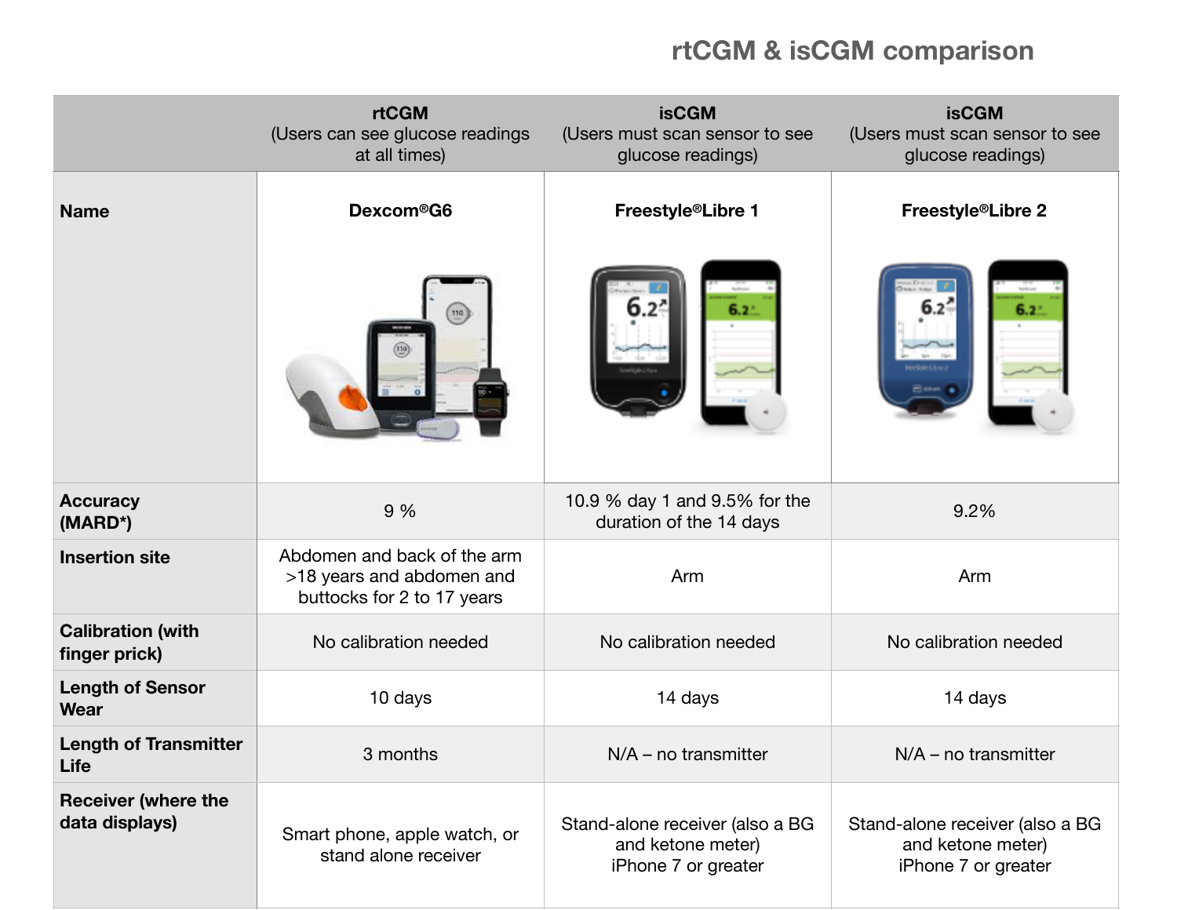# rtCGM & isCGM comparison

| | rtCGM (Users can see glucose readings at all times) | isCGM (Users must scan sensor to see glucose readings) | isCGM (Users must scan sensor to see glucose readings) |
|---|---|---|---|
| **Name** | **Dexcom®G6** | **Freestyle®Libre 1** | **Freestyle®Libre 2** |
| **Accuracy (MARD*)** | 9 % | 10.9 % day 1 and 9.5% for the duration of the 14 days | 9.2% |
| **Insertion site** | Abdomen and back of the arm >18 years and abdomen and buttocks for 2 to 17 years | Arm | Arm |
| **Calibration (with finger prick)** | No calibration needed | No calibration needed | No calibration needed |
| **Length of Sensor Wear** | 10 days | 14 days | 14 days |
| **Length of Transmitter Life** | 3 months | N/A – no transmitter | N/A – no transmitter |
| **Receiver (where the data displays)** | Smart phone, apple watch, or stand alone receiver | Stand-alone receiver (also a BG and ketone meter) iPhone 7 or greater | Stand-alone receiver (also a BG and ketone meter) iPhone 7 or greater |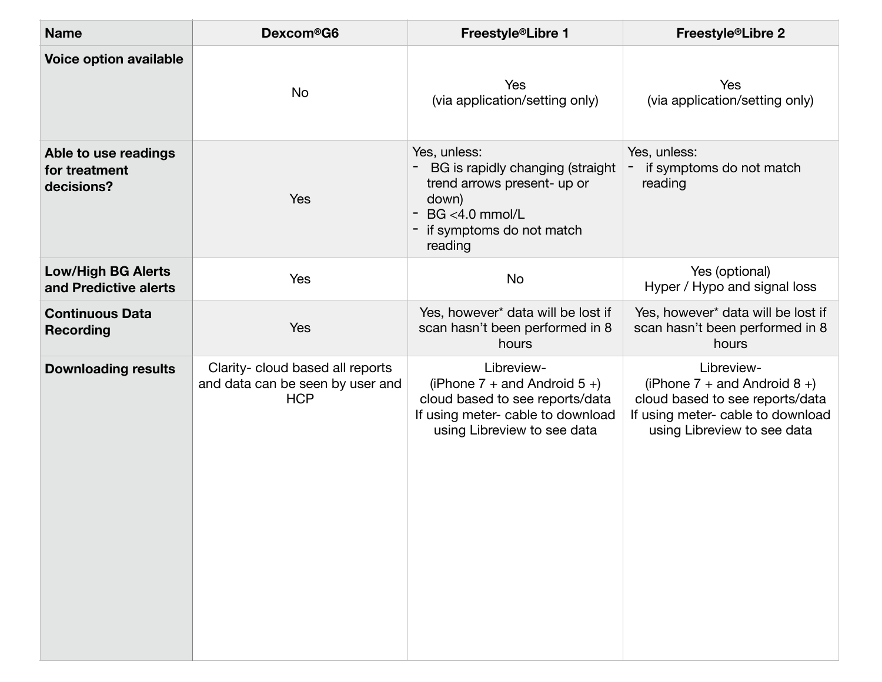| Name | Dexcom®G6 | Freestyle®Libre 1 | Freestyle®Libre 2 |
|---|---|---|---|
| **Voice option available** | No | Yes<br>(via application/setting only) | Yes<br>(via application/setting only) |
| **Able to use readings for treatment decisions?** | Yes | Yes, unless:<br>- BG is rapidly changing (straight trend arrows present- up or down)<br>- BG <4.0 mmol/L<br>- if symptoms do not match reading | Yes, unless:<br>- if symptoms do not match reading |
| **Low/High BG Alerts and Predictive alerts** | Yes | No | Yes (optional)<br>Hyper / Hypo and signal loss |
| **Continuous Data Recording** | Yes | Yes, however* data will be lost if scan hasn't been performed in 8 hours | Yes, however* data will be lost if scan hasn't been performed in 8 hours |
| **Downloading results** | Clarity- cloud based all reports and data can be seen by user and HCP | Libreview-<br>(iPhone 7 + and Android 5 +)<br>cloud based to see reports/data<br>If using meter- cable to download using Libreview to see data | Libreview-<br>(iPhone 7 + and Android 8 +)<br>cloud based to see reports/data<br>If using meter- cable to download using Libreview to see data |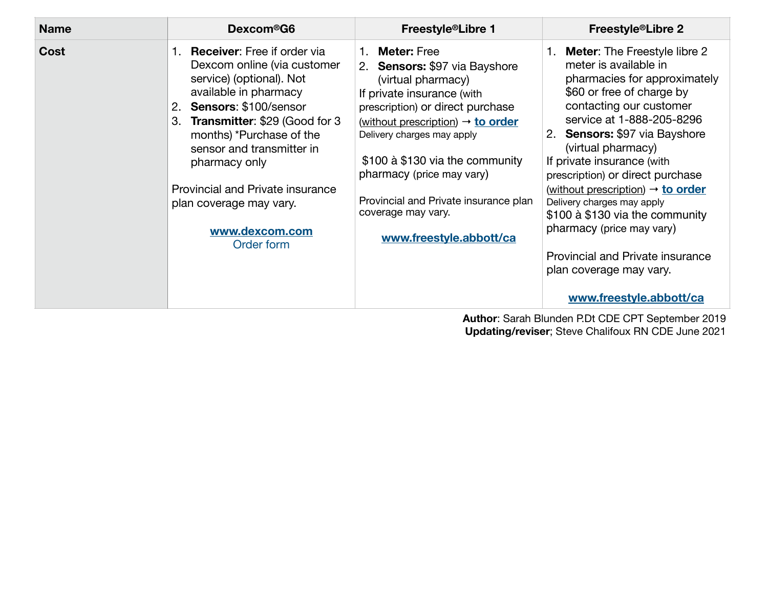| Name | Dexcom®G6 | Freestyle®Libre 1 | Freestyle®Libre 2 |
|---|---|---|---|
| **Cost** | 1. **Receiver**: Free if order via Dexcom online (via customer service) (optional). Not available in pharmacy<br>2. **Sensors**: $100/sensor<br>3. **Transmitter**: $29 (Good for 3 months) *Purchase of the sensor and transmitter in pharmacy only<br><br>Provincial and Private insurance plan coverage may vary.<br><br>**www.dexcom.com**<br>Order form | 1. **Meter:** Free<br>2. **Sensors:** $97 via Bayshore (virtual pharmacy)<br>If private insurance (with prescription) or direct purchase (without prescription) → **to order**<br>Delivery charges may apply<br><br>$100 à $130 via the community pharmacy (price may vary)<br><br>Provincial and Private insurance plan coverage may vary.<br><br>**www.freestyle.abbott/ca** | 1. **Meter**: The Freestyle libre 2 meter is available in pharmacies for approximately $60 or free of charge by contacting our customer service at 1-888-205-8296<br>2. **Sensors:** $97 via Bayshore (virtual pharmacy)<br>If private insurance (with prescription) or direct purchase (without prescription) → **to order**<br>Delivery charges may apply<br>$100 à $130 via the community pharmacy (price may vary)<br><br>Provincial and Private insurance plan coverage may vary.<br><br>**www.freestyle.abbott/ca** |

**Author**: Sarah Blunden P.Dt CDE CPT September 2019
**Updating/reviser**; Steve Chalifoux RN CDE June 2021